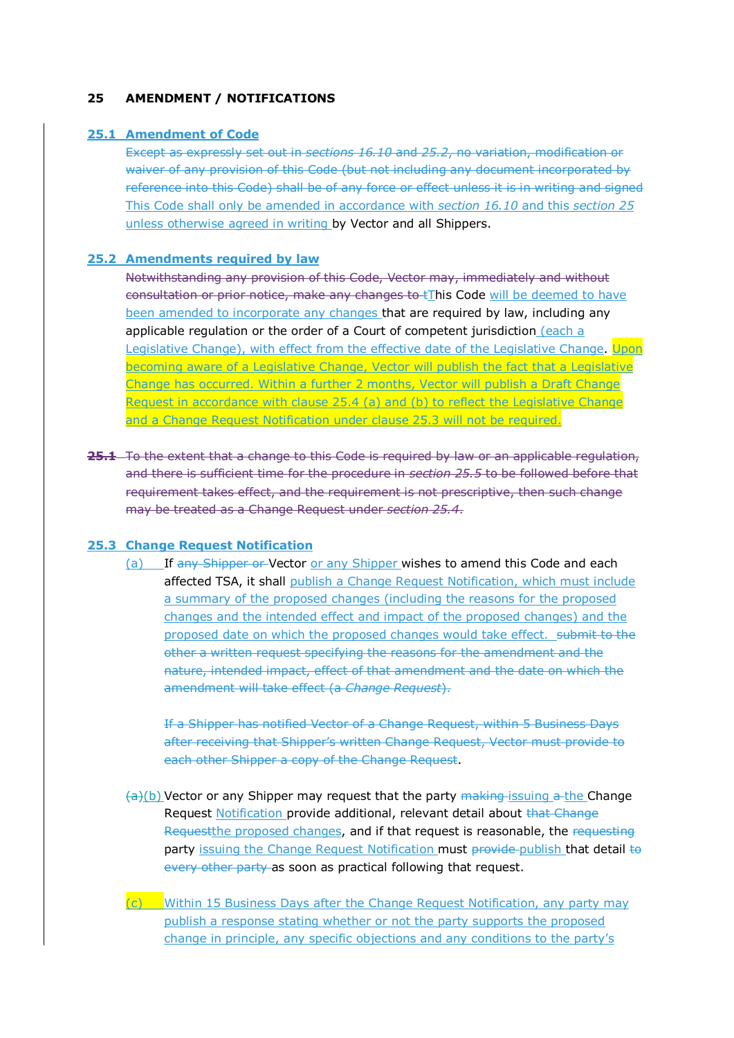## 25 AMENDMENT / NOTIFICATIONS

### 25.1 Amendment of Code

~~Except as expressly set out in *sections 16.10* and *25.2*, no variation, modification or waiver of any provision of this Code (but not including any document incorporated by reference into this Code) shall be of any force or effect unless it is in writing and signed~~ This Code shall only be amended in accordance with *section 16.10* and this *section 25* unless otherwise agreed in writing by Vector and all Shippers.

### 25.2 Amendments required by law

~~Notwithstanding any provision of this Code, Vector may, immediately and without consultation or prior notice, make any changes to t~~This Code will be deemed to have been amended to incorporate any changes that are required by law, including any applicable regulation or the order of a Court of competent jurisdiction (each a Legislative Change), with effect from the effective date of the Legislative Change. Upon becoming aware of a Legislative Change, Vector will publish the fact that a Legislative Change has occurred. Within a further 2 months, Vector will publish a Draft Change Request in accordance with clause 25.4 (a) and (b) to reflect the Legislative Change and a Change Request Notification under clause 25.3 will not be required.

~~**25.1** To the extent that a change to this Code is required by law or an applicable regulation, and there is sufficient time for the procedure in *section 25.5* to be followed before that requirement takes effect, and the requirement is not prescriptive, then such change may be treated as a Change Request under *section 25.4*.~~

### 25.3 Change Request Notification

(a) If ~~any Shipper or~~ Vector or any Shipper wishes to amend this Code and each affected TSA, it shall publish a Change Request Notification, which must include a summary of the proposed changes (including the reasons for the proposed changes and the intended effect and impact of the proposed changes) and the proposed date on which the proposed changes would take effect. ~~submit to the other a written request specifying the reasons for the amendment and the nature, intended impact, effect of that amendment and the date on which the amendment will take effect (a *Change Request*).~~

~~If a Shipper has notified Vector of a Change Request, within 5 Business Days after receiving that Shipper's written Change Request, Vector must provide to each other Shipper a copy of the Change Request~~.

~~(a)~~(b) Vector or any Shipper may request that the party ~~making~~ issuing ~~a~~ the Change Request Notification provide additional, relevant detail about ~~that Change Request~~the proposed changes, and if that request is reasonable, the ~~requesting~~ party issuing the Change Request Notification must ~~provide~~ publish that detail ~~to every other party~~ as soon as practical following that request.

(c) Within 15 Business Days after the Change Request Notification, any party may publish a response stating whether or not the party supports the proposed change in principle, any specific objections and any conditions to the party's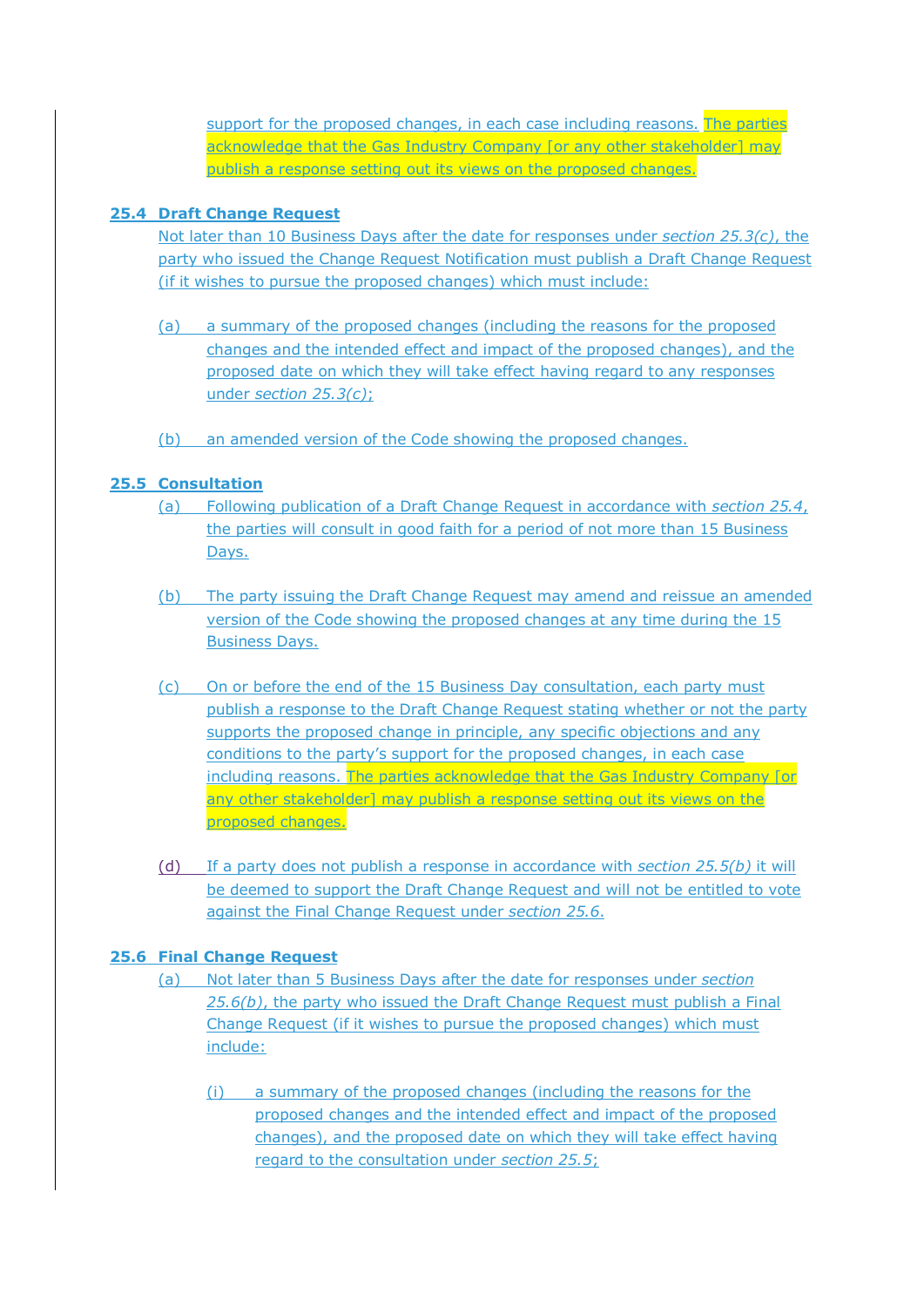support for the proposed changes, in each case including reasons. The parties acknowledge that the Gas Industry Company [or any other stakeholder] may publish a response setting out its views on the proposed changes.

**25.4 Draft Change Request**

Not later than 10 Business Days after the date for responses under *section 25.3(c)*, the party who issued the Change Request Notification must publish a Draft Change Request (if it wishes to pursue the proposed changes) which must include:

(a) a summary of the proposed changes (including the reasons for the proposed changes and the intended effect and impact of the proposed changes), and the proposed date on which they will take effect having regard to any responses under *section 25.3(c)*;

(b) an amended version of the Code showing the proposed changes.

**25.5 Consultation**

(a) Following publication of a Draft Change Request in accordance with *section 25.4*, the parties will consult in good faith for a period of not more than 15 Business Days.

(b) The party issuing the Draft Change Request may amend and reissue an amended version of the Code showing the proposed changes at any time during the 15 Business Days.

(c) On or before the end of the 15 Business Day consultation, each party must publish a response to the Draft Change Request stating whether or not the party supports the proposed change in principle, any specific objections and any conditions to the party's support for the proposed changes, in each case including reasons. The parties acknowledge that the Gas Industry Company [or any other stakeholder] may publish a response setting out its views on the proposed changes.

(d) If a party does not publish a response in accordance with *section 25.5(b)* it will be deemed to support the Draft Change Request and will not be entitled to vote against the Final Change Request under *section 25.6*.

**25.6 Final Change Request**

(a) Not later than 5 Business Days after the date for responses under *section 25.6(b)*, the party who issued the Draft Change Request must publish a Final Change Request (if it wishes to pursue the proposed changes) which must include:

(i) a summary of the proposed changes (including the reasons for the proposed changes and the intended effect and impact of the proposed changes), and the proposed date on which they will take effect having regard to the consultation under *section 25.5*;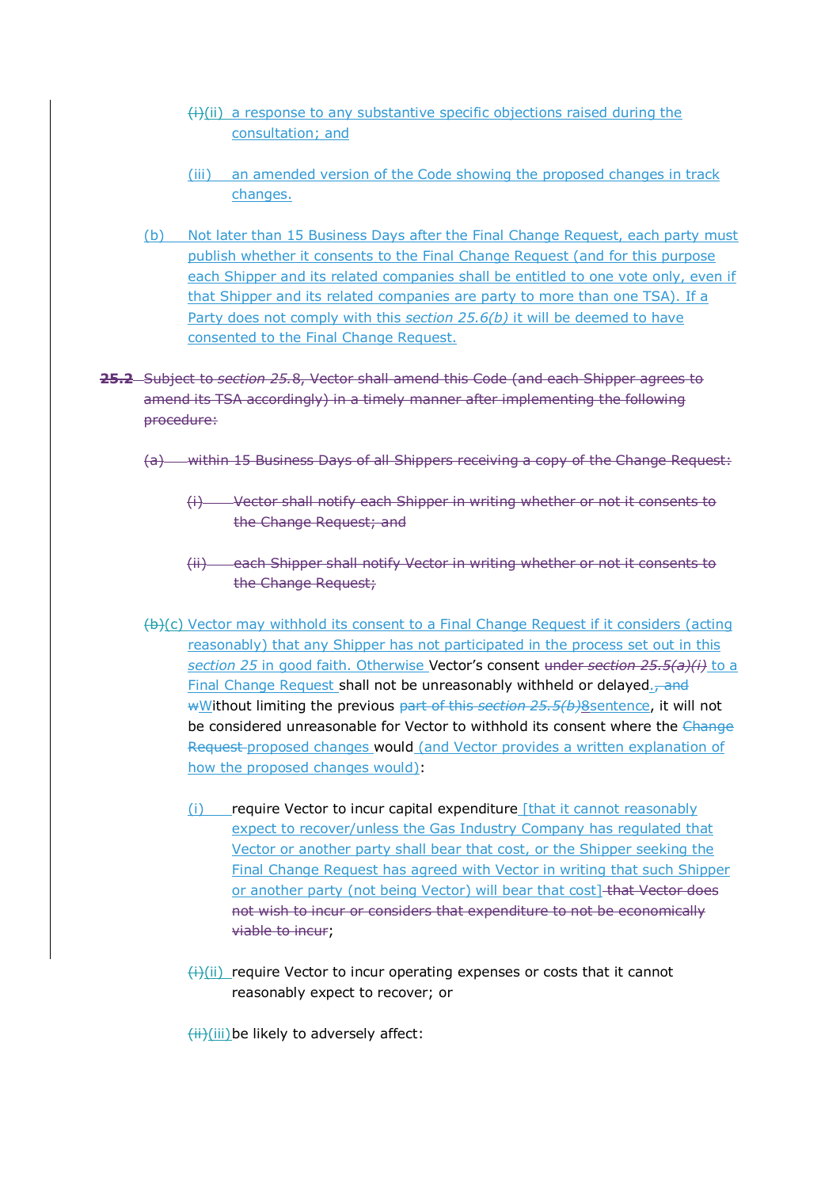~~(i)~~(ii) a response to any substantive specific objections raised during the consultation; and

(iii) an amended version of the Code showing the proposed changes in track changes.

(b) Not later than 15 Business Days after the Final Change Request, each party must publish whether it consents to the Final Change Request (and for this purpose each Shipper and its related companies shall be entitled to one vote only, even if that Shipper and its related companies are party to more than one TSA). If a Party does not comply with this *section 25.6(b)* it will be deemed to have consented to the Final Change Request.

~~**25.2** Subject to *section 25.*8, Vector shall amend this Code (and each Shipper agrees to amend its TSA accordingly) in a timely manner after implementing the following procedure:~~

~~(a) within 15 Business Days of all Shippers receiving a copy of the Change Request:~~

~~(i) Vector shall notify each Shipper in writing whether or not it consents to the Change Request; and~~

~~(ii) each Shipper shall notify Vector in writing whether or not it consents to the Change Request;~~

~~(b)~~(c) Vector may withhold its consent to a Final Change Request if it considers (acting reasonably) that any Shipper has not participated in the process set out in this *section 25* in good faith. Otherwise Vector's consent ~~under *section 25.5(a)(i)*~~ to a Final Change Request shall not be unreasonably withheld or delayed.~~, and w~~Without limiting the previous ~~part of this *section 25.5(b)*~~8sentence, it will not be considered unreasonable for Vector to withhold its consent where the ~~Change Request~~ proposed changes would (and Vector provides a written explanation of how the proposed changes would):

(i) require Vector to incur capital expenditure [that it cannot reasonably expect to recover/unless the Gas Industry Company has regulated that Vector or another party shall bear that cost, or the Shipper seeking the Final Change Request has agreed with Vector in writing that such Shipper or another party (not being Vector) will bear that cost] ~~that Vector does not wish to incur or considers that expenditure to not be economically viable to incur~~;

~~(i)~~(ii) require Vector to incur operating expenses or costs that it cannot reasonably expect to recover; or

~~(ii)~~(iii) be likely to adversely affect: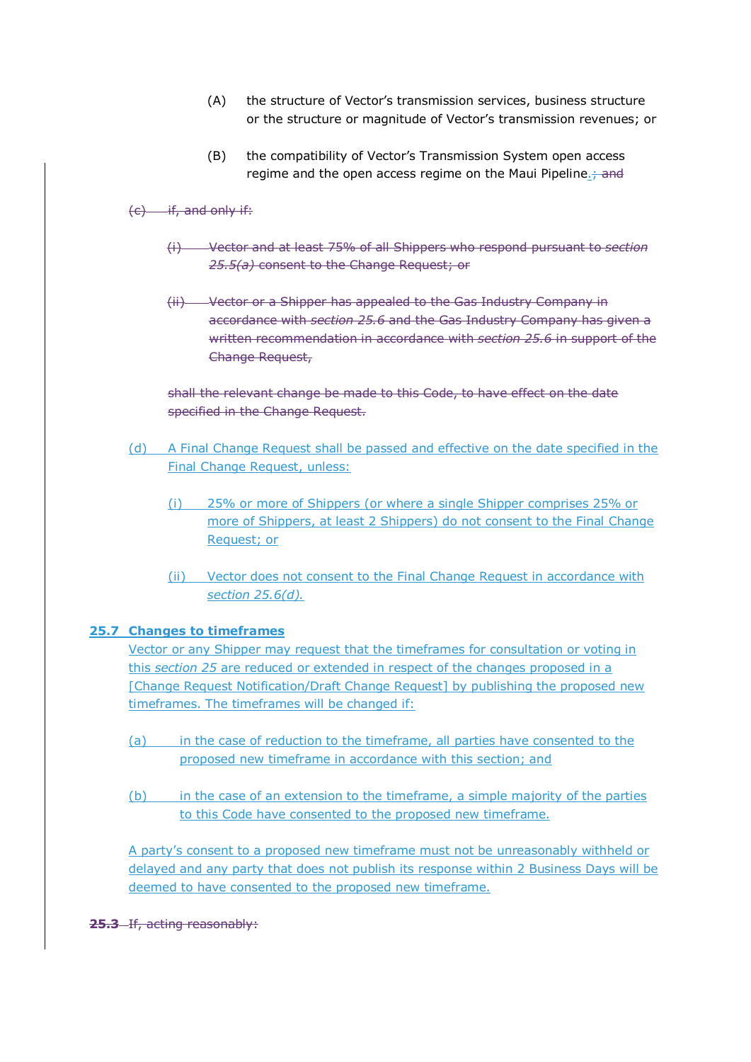(A) the structure of Vector's transmission services, business structure or the structure or magnitude of Vector's transmission revenues; or

(B) the compatibility of Vector's Transmission System open access regime and the open access regime on the Maui Pipeline.; and

~~(c) if, and only if:~~

~~(i) Vector and at least 75% of all Shippers who respond pursuant to *section 25.5(a)* consent to the Change Request; or~~

~~(ii) Vector or a Shipper has appealed to the Gas Industry Company in accordance with *section 25.6* and the Gas Industry Company has given a written recommendation in accordance with *section 25.6* in support of the Change Request,~~

~~shall the relevant change be made to this Code, to have effect on the date specified in the Change Request.~~

(d) A Final Change Request shall be passed and effective on the date specified in the Final Change Request, unless:

(i) 25% or more of Shippers (or where a single Shipper comprises 25% or more of Shippers, at least 2 Shippers) do not consent to the Final Change Request; or

(ii) Vector does not consent to the Final Change Request in accordance with *section 25.6(d).*

## 25.7 Changes to timeframes

Vector or any Shipper may request that the timeframes for consultation or voting in this *section 25* are reduced or extended in respect of the changes proposed in a [Change Request Notification/Draft Change Request] by publishing the proposed new timeframes. The timeframes will be changed if:

(a) in the case of reduction to the timeframe, all parties have consented to the proposed new timeframe in accordance with this section; and

(b) in the case of an extension to the timeframe, a simple majority of the parties to this Code have consented to the proposed new timeframe.

A party's consent to a proposed new timeframe must not be unreasonably withheld or delayed and any party that does not publish its response within 2 Business Days will be deemed to have consented to the proposed new timeframe.

~~**25.3** If, acting reasonably:~~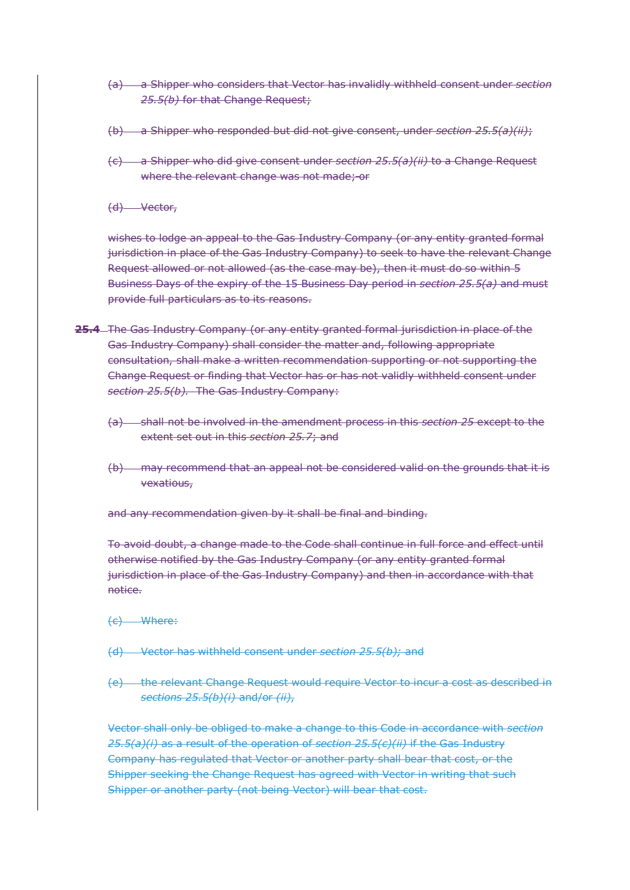~~(a) a Shipper who considers that Vector has invalidly withheld consent under *section 25.5(b)* for that Change Request;~~

~~(b) a Shipper who responded but did not give consent, under *section 25.5(a)(ii)*;~~

~~(c) a Shipper who did give consent under *section 25.5(a)(ii)* to a Change Request where the relevant change was not made; or~~

~~(d) Vector,~~

~~wishes to lodge an appeal to the Gas Industry Company (or any entity granted formal jurisdiction in place of the Gas Industry Company) to seek to have the relevant Change Request allowed or not allowed (as the case may be), then it must do so within 5 Business Days of the expiry of the 15 Business Day period in *section 25.5(a)* and must provide full particulars as to its reasons.~~

~~**25.4** The Gas Industry Company (or any entity granted formal jurisdiction in place of the Gas Industry Company) shall consider the matter and, following appropriate consultation, shall make a written recommendation supporting or not supporting the Change Request or finding that Vector has or has not validly withheld consent under *section 25.5(b)*. The Gas Industry Company:~~

~~(a) shall not be involved in the amendment process in this *section 25* except to the extent set out in this *section 25.7*; and~~

~~(b) may recommend that an appeal not be considered valid on the grounds that it is vexatious,~~

~~and any recommendation given by it shall be final and binding.~~

~~To avoid doubt, a change made to the Code shall continue in full force and effect until otherwise notified by the Gas Industry Company (or any entity granted formal jurisdiction in place of the Gas Industry Company) and then in accordance with that notice.~~

~~(c) Where:~~

~~(d) Vector has withheld consent under *section 25.5(b)*; and~~

~~(e) the relevant Change Request would require Vector to incur a cost as described in *sections 25.5(b)(i)* and/or *(ii)*,~~

~~Vector shall only be obliged to make a change to this Code in accordance with *section 25.5(a)(i)* as a result of the operation of *section 25.5(c)(ii)* if the Gas Industry Company has regulated that Vector or another party shall bear that cost, or the Shipper seeking the Change Request has agreed with Vector in writing that such Shipper or another party (not being Vector) will bear that cost.~~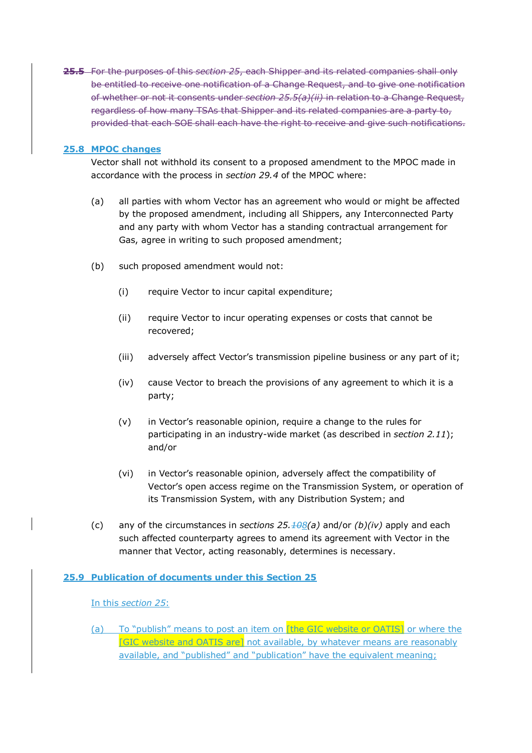~~**25.5** For the purposes of this *section 25*, each Shipper and its related companies shall only be entitled to receive one notification of a Change Request, and to give one notification of whether or not it consents under *section 25.5(a)(ii)* in relation to a Change Request, regardless of how many TSAs that Shipper and its related companies are a party to, provided that each SOE shall each have the right to receive and give such notifications.~~

**25.8 MPOC changes**

Vector shall not withhold its consent to a proposed amendment to the MPOC made in accordance with the process in *section 29.4* of the MPOC where:

(a) all parties with whom Vector has an agreement who would or might be affected by the proposed amendment, including all Shippers, any Interconnected Party and any party with whom Vector has a standing contractual arrangement for Gas, agree in writing to such proposed amendment;

(b) such proposed amendment would not:

(i) require Vector to incur capital expenditure;

(ii) require Vector to incur operating expenses or costs that cannot be recovered;

(iii) adversely affect Vector's transmission pipeline business or any part of it;

(iv) cause Vector to breach the provisions of any agreement to which it is a party;

(v) in Vector's reasonable opinion, require a change to the rules for participating in an industry-wide market (as described in *section 2.11*); and/or

(vi) in Vector's reasonable opinion, adversely affect the compatibility of Vector's open access regime on the Transmission System, or operation of its Transmission System, with any Distribution System; and

(c) any of the circumstances in *sections 25.~~10~~8(a)* and/or *(b)(iv)* apply and each such affected counterparty agrees to amend its agreement with Vector in the manner that Vector, acting reasonably, determines is necessary.

**25.9 Publication of documents under this Section 25**

In this *section 25*:

(a) To "publish" means to post an item on [the GIC website or OATIS] or where the [GIC website and OATIS are] not available, by whatever means are reasonably available, and "published" and "publication" have the equivalent meaning;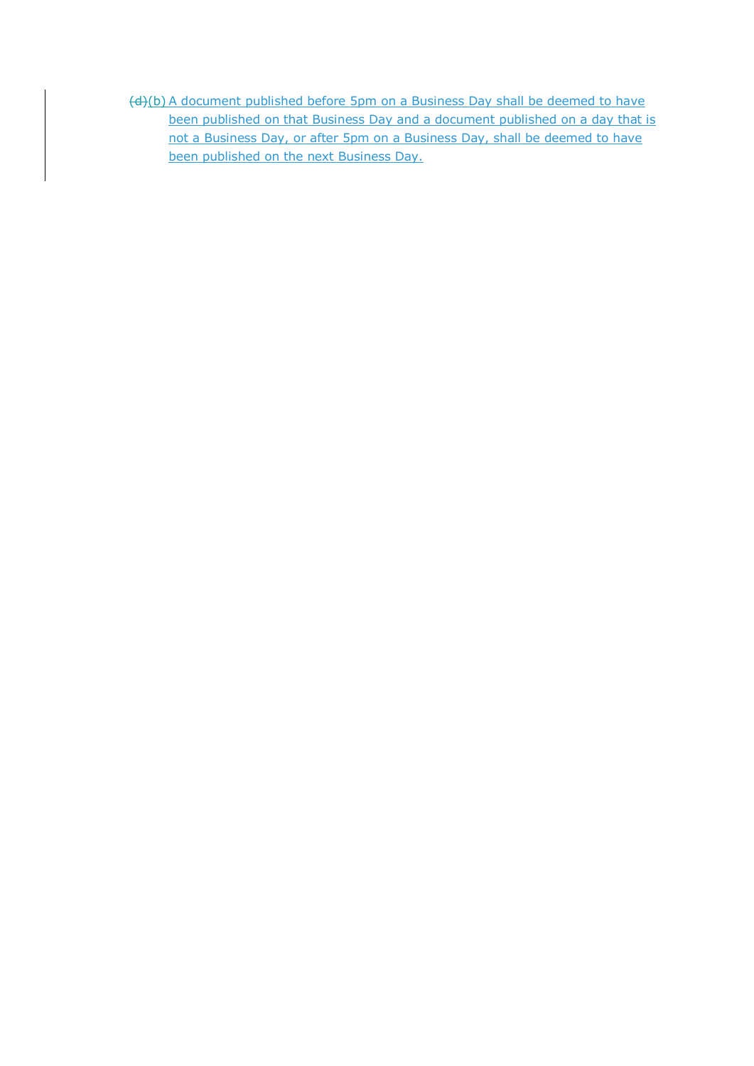~~(d)~~(b) A document published before 5pm on a Business Day shall be deemed to have been published on that Business Day and a document published on a day that is not a Business Day, or after 5pm on a Business Day, shall be deemed to have been published on the next Business Day.